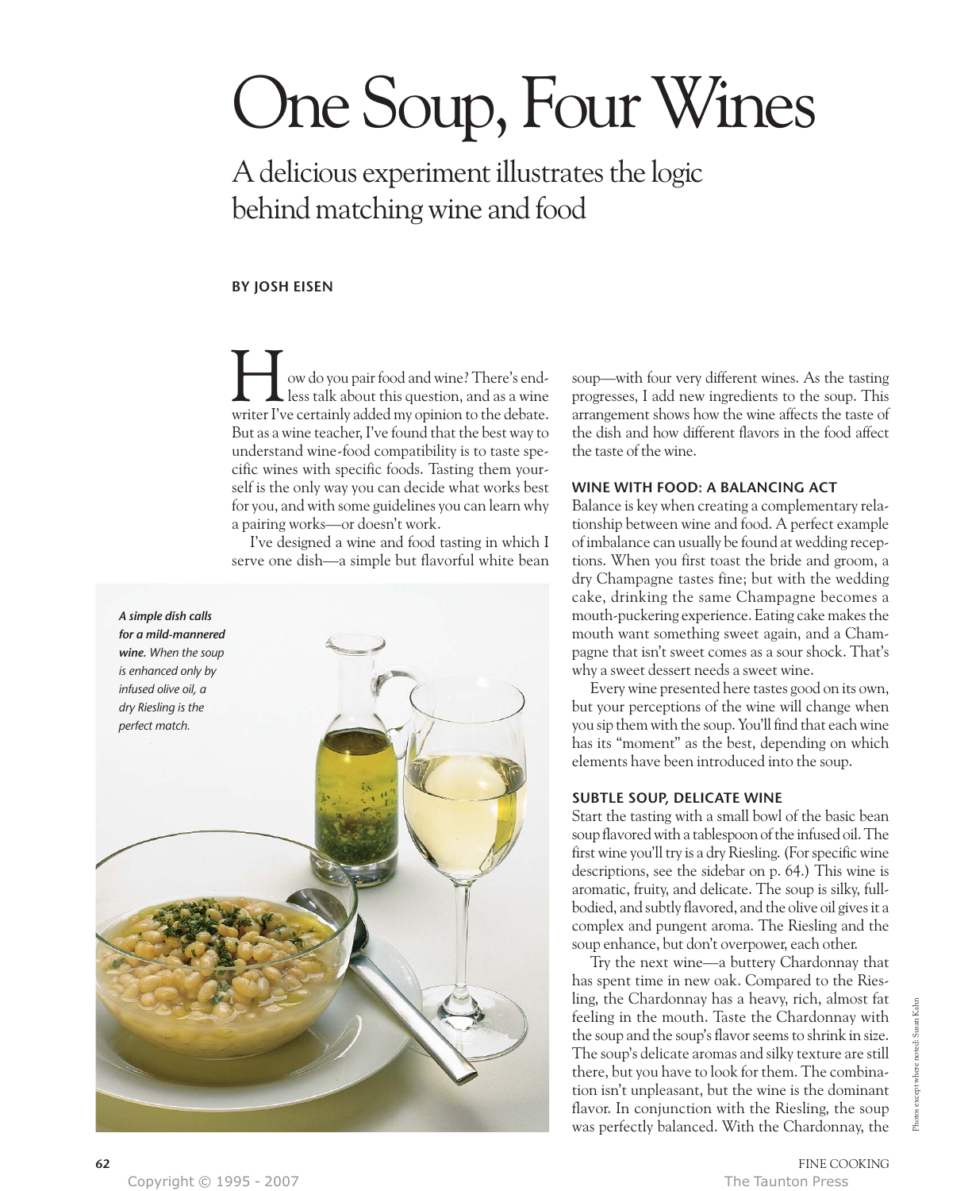# One Soup, Four Wines

## A delicious experiment illustrates the logic behind matching wine and food

**BY JOSH EISEN**

How do you pair food and wine? There's endless talk about this question, and as a wine writer I've certainly added my opinion to the debate. But as a wine teacher, I've found that the best way to understand wine-food compatibility is to taste specific wines with specific foods. Tasting them yourself is the only way you can decide what works best for you, and with some guidelines you can learn why a pairing works—or doesn't work.

I've designed a wine and food tasting in which I serve one dish—a simple but flavorful white bean soup—with four very different wines. As the tasting progresses, I add new ingredients to the soup. This arrangement shows how the wine affects the taste of the dish and how different flavors in the food affect the taste of the wine.

***A simple dish calls for a mild-mannered wine.*** *When the soup is enhanced only by infused olive oil, a dry Riesling is the perfect match.*

### WINE WITH FOOD: A BALANCING ACT

Balance is key when creating a complementary relationship between wine and food. A perfect example of imbalance can usually be found at wedding receptions. When you first toast the bride and groom, a dry Champagne tastes fine; but with the wedding cake, drinking the same Champagne becomes a mouth-puckering experience. Eating cake makes the mouth want something sweet again, and a Champagne that isn't sweet comes as a sour shock. That's why a sweet dessert needs a sweet wine.

Every wine presented here tastes good on its own, but your perceptions of the wine will change when you sip them with the soup. You'll find that each wine has its "moment" as the best, depending on which elements have been introduced into the soup.

### SUBTLE SOUP, DELICATE WINE

Start the tasting with a small bowl of the basic bean soup flavored with a tablespoon of the infused oil. The first wine you'll try is a dry Riesling. (For specific wine descriptions, see the sidebar on p. 64.) This wine is aromatic, fruity, and delicate. The soup is silky, full-bodied, and subtly flavored, and the olive oil gives it a complex and pungent aroma. The Riesling and the soup enhance, but don't overpower, each other.

Try the next wine—a buttery Chardonnay that has spent time in new oak. Compared to the Riesling, the Chardonnay has a heavy, rich, almost fat feeling in the mouth. Taste the Chardonnay with the soup and the soup's flavor seems to shrink in size. The soup's delicate aromas and silky texture are still there, but you have to look for them. The combination isn't unpleasant, but the wine is the dominant flavor. In conjunction with the Riesling, the soup was perfectly balanced. With the Chardonnay, the

Photos except where noted: Susan Kahn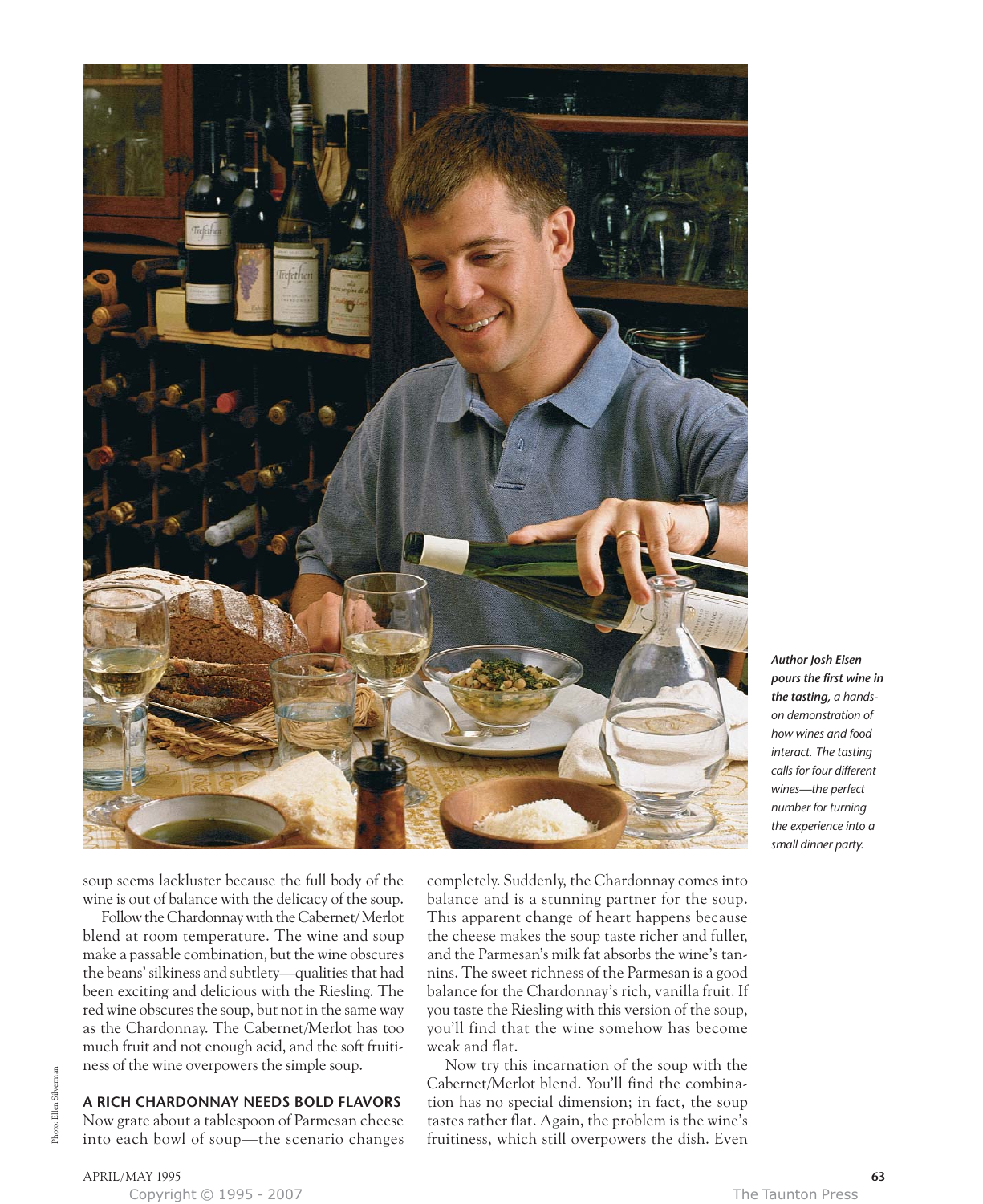*Author Josh Eisen pours the first wine in the tasting, a hands-on demonstration of how wines and food interact. The tasting calls for four different wines—the perfect number for turning the experience into a small dinner party.*

soup seems lackluster because the full body of the wine is out of balance with the delicacy of the soup.

Follow the Chardonnay with the Cabernet/Merlot blend at room temperature. The wine and soup make a passable combination, but the wine obscures the beans' silkiness and subtlety—qualities that had been exciting and delicious with the Riesling. The red wine obscures the soup, but not in the same way as the Chardonnay. The Cabernet/Merlot has too much fruit and not enough acid, and the soft fruitiness of the wine overpowers the simple soup.

## A RICH CHARDONNAY NEEDS BOLD FLAVORS

Now grate about a tablespoon of Parmesan cheese into each bowl of soup—the scenario changes completely. Suddenly, the Chardonnay comes into balance and is a stunning partner for the soup. This apparent change of heart happens because the cheese makes the soup taste richer and fuller, and the Parmesan's milk fat absorbs the wine's tannins. The sweet richness of the Parmesan is a good balance for the Chardonnay's rich, vanilla fruit. If you taste the Riesling with this version of the soup, you'll find that the wine somehow has become weak and flat.

Now try this incarnation of the soup with the Cabernet/Merlot blend. You'll find the combination has no special dimension; in fact, the soup tastes rather flat. Again, the problem is the wine's fruitiness, which still overpowers the dish. Even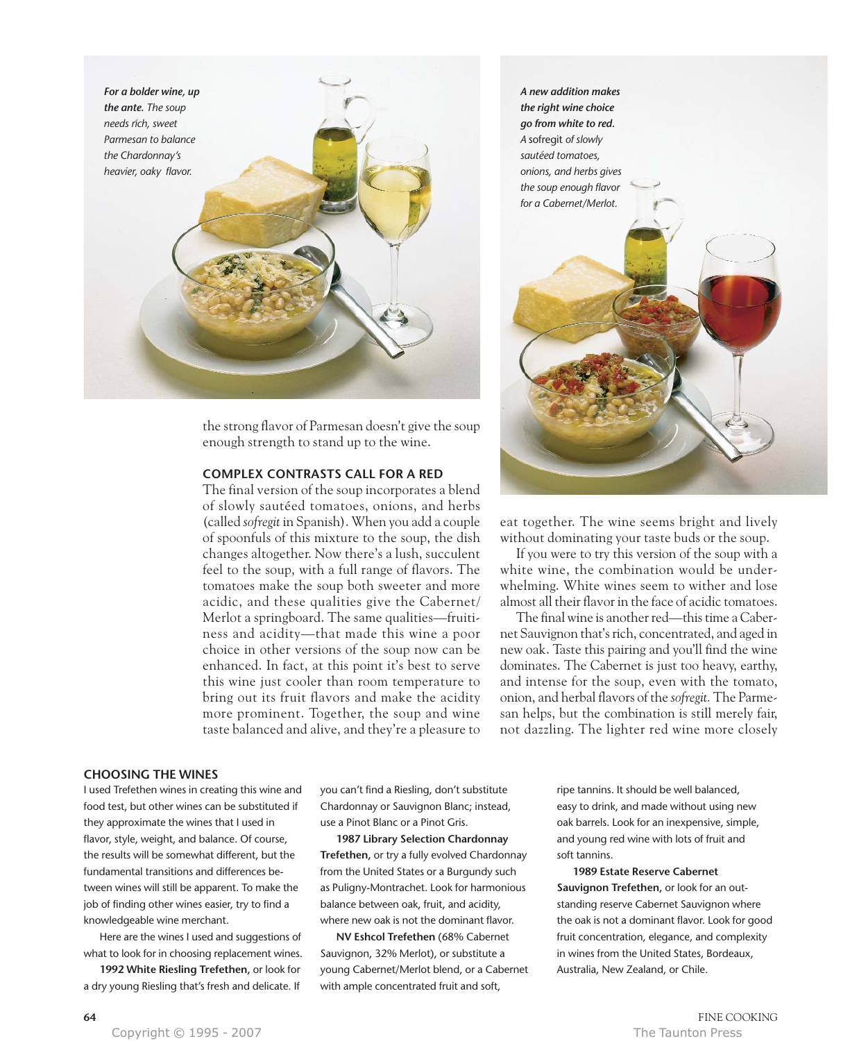*For a bolder wine, up the ante. The soup needs rich, sweet Parmesan to balance the Chardonnay's heavier, oaky flavor.*

*A new addition makes the right wine choice go from white to red. A sofregit of slowly sautéed tomatoes, onions, and herbs gives the soup enough flavor for a Cabernet/Merlot.*

the strong flavor of Parmesan doesn't give the soup enough strength to stand up to the wine.

## COMPLEX CONTRASTS CALL FOR A RED

The final version of the soup incorporates a blend of slowly sautéed tomatoes, onions, and herbs (called *sofregit* in Spanish). When you add a couple of spoonfuls of this mixture to the soup, the dish changes altogether. Now there's a lush, succulent feel to the soup, with a full range of flavors. The tomatoes make the soup both sweeter and more acidic, and these qualities give the Cabernet/Merlot a springboard. The same qualities—fruitiness and acidity—that made this wine a poor choice in other versions of the soup now can be enhanced. In fact, at this point it's best to serve this wine just cooler than room temperature to bring out its fruit flavors and make the acidity more prominent. Together, the soup and wine taste balanced and alive, and they're a pleasure to eat together. The wine seems bright and lively without dominating your taste buds or the soup.

If you were to try this version of the soup with a white wine, the combination would be underwhelming. White wines seem to wither and lose almost all their flavor in the face of acidic tomatoes.

The final wine is another red—this time a Cabernet Sauvignon that's rich, concentrated, and aged in new oak. Taste this pairing and you'll find the wine dominates. The Cabernet is just too heavy, earthy, and intense for the soup, even with the tomato, onion, and herbal flavors of the *sofregit.* The Parmesan helps, but the combination is still merely fair, not dazzling. The lighter red wine more closely

## CHOOSING THE WINES

I used Trefethen wines in creating this wine and food test, but other wines can be substituted if they approximate the wines that I used in flavor, style, weight, and balance. Of course, the results will be somewhat different, but the fundamental transitions and differences between wines will still be apparent. To make the job of finding other wines easier, try to find a knowledgeable wine merchant.

Here are the wines I used and suggestions of what to look for in choosing replacement wines.

**1992 White Riesling Trefethen,** or look for a dry young Riesling that's fresh and delicate. If you can't find a Riesling, don't substitute Chardonnay or Sauvignon Blanc; instead, use a Pinot Blanc or a Pinot Gris.

**1987 Library Selection Chardonnay Trefethen,** or try a fully evolved Chardonnay from the United States or a Burgundy such as Puligny-Montrachet. Look for harmonious balance between oak, fruit, and acidity, where new oak is not the dominant flavor.

**NV Eshcol Trefethen** (68% Cabernet Sauvignon, 32% Merlot), or substitute a young Cabernet/Merlot blend, or a Cabernet with ample concentrated fruit and soft, ripe tannins. It should be well balanced, easy to drink, and made without using new oak barrels. Look for an inexpensive, simple, and young red wine with lots of fruit and soft tannins.

**1989 Estate Reserve Cabernet Sauvignon Trefethen,** or look for an outstanding reserve Cabernet Sauvignon where the oak is not a dominant flavor. Look for good fruit concentration, elegance, and complexity in wines from the United States, Bordeaux, Australia, New Zealand, or Chile.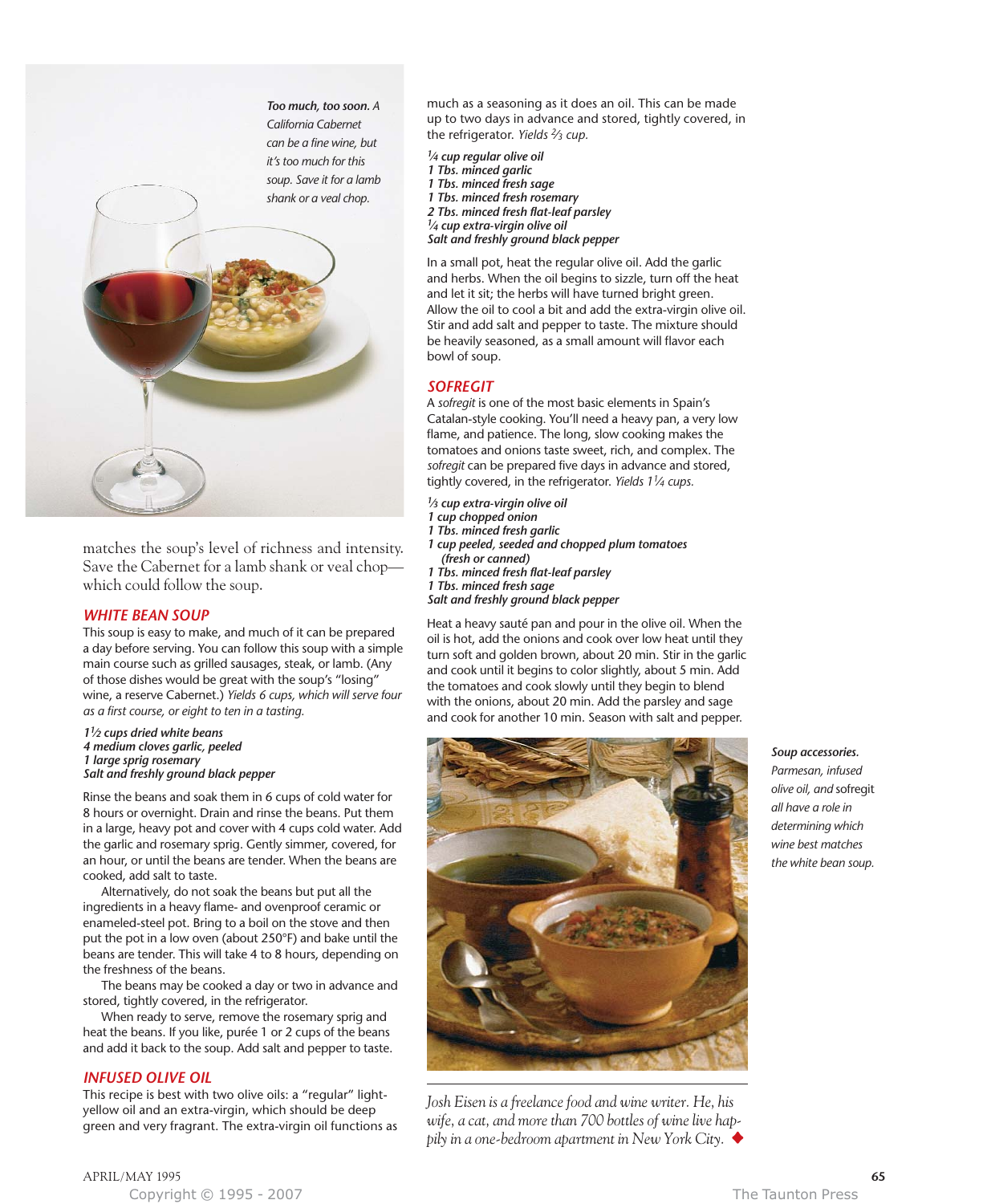*Too much, too soon.* *A California Cabernet can be a fine wine, but it's too much for this soup. Save it for a lamb shank or a veal chop.*

matches the soup's level of richness and intensity. Save the Cabernet for a lamb shank or veal chop—which could follow the soup.

## WHITE BEAN SOUP

This soup is easy to make, and much of it can be prepared a day before serving. You can follow this soup with a simple main course such as grilled sausages, steak, or lamb. (Any of those dishes would be great with the soup's "losing" wine, a reserve Cabernet.) *Yields 6 cups, which will serve four as a first course, or eight to ten in a tasting.*

***1½ cups dried white beans***
***4 medium cloves garlic, peeled***
***1 large sprig rosemary***
***Salt and freshly ground black pepper***

Rinse the beans and soak them in 6 cups of cold water for 8 hours or overnight. Drain and rinse the beans. Put them in a large, heavy pot and cover with 4 cups cold water. Add the garlic and rosemary sprig. Gently simmer, covered, for an hour, or until the beans are tender. When the beans are cooked, add salt to taste.

Alternatively, do not soak the beans but put all the ingredients in a heavy flame- and ovenproof ceramic or enameled-steel pot. Bring to a boil on the stove and then put the pot in a low oven (about 250°F) and bake until the beans are tender. This will take 4 to 8 hours, depending on the freshness of the beans.

The beans may be cooked a day or two in advance and stored, tightly covered, in the refrigerator.

When ready to serve, remove the rosemary sprig and heat the beans. If you like, purée 1 or 2 cups of the beans and add it back to the soup. Add salt and pepper to taste.

## INFUSED OLIVE OIL

This recipe is best with two olive oils: a "regular" light-yellow oil and an extra-virgin, which should be deep green and very fragrant. The extra-virgin oil functions as much as a seasoning as it does an oil. This can be made up to two days in advance and stored, tightly covered, in the refrigerator. *Yields ⅔ cup.*

***¼ cup regular olive oil***
***1 Tbs. minced garlic***
***1 Tbs. minced fresh sage***
***1 Tbs. minced fresh rosemary***
***2 Tbs. minced fresh flat-leaf parsley***
***¼ cup extra-virgin olive oil***
***Salt and freshly ground black pepper***

In a small pot, heat the regular olive oil. Add the garlic and herbs. When the oil begins to sizzle, turn off the heat and let it sit; the herbs will have turned bright green. Allow the oil to cool a bit and add the extra-virgin olive oil. Stir and add salt and pepper to taste. The mixture should be heavily seasoned, as a small amount will flavor each bowl of soup.

## SOFREGIT

A *sofregit* is one of the most basic elements in Spain's Catalan-style cooking. You'll need a heavy pan, a very low flame, and patience. The long, slow cooking makes the tomatoes and onions taste sweet, rich, and complex. The *sofregit* can be prepared five days in advance and stored, tightly covered, in the refrigerator. *Yields 1¼ cups.*

***⅓ cup extra-virgin olive oil***
***1 cup chopped onion***
***1 Tbs. minced fresh garlic***
***1 cup peeled, seeded and chopped plum tomatoes (fresh or canned)***
***1 Tbs. minced fresh flat-leaf parsley***
***1 Tbs. minced fresh sage***
***Salt and freshly ground black pepper***

Heat a heavy sauté pan and pour in the olive oil. When the oil is hot, add the onions and cook over low heat until they turn soft and golden brown, about 20 min. Stir in the garlic and cook until it begins to color slightly, about 5 min. Add the tomatoes and cook slowly until they begin to blend with the onions, about 20 min. Add the parsley and sage and cook for another 10 min. Season with salt and pepper.

***Soup accessories.*** *Parmesan, infused olive oil, and* sofregit *all have a role in determining which wine best matches the white bean soup.*

*Josh Eisen is a freelance food and wine writer. He, his wife, a cat, and more than 700 bottles of wine live happily in a one-bedroom apartment in New York City.* ◆